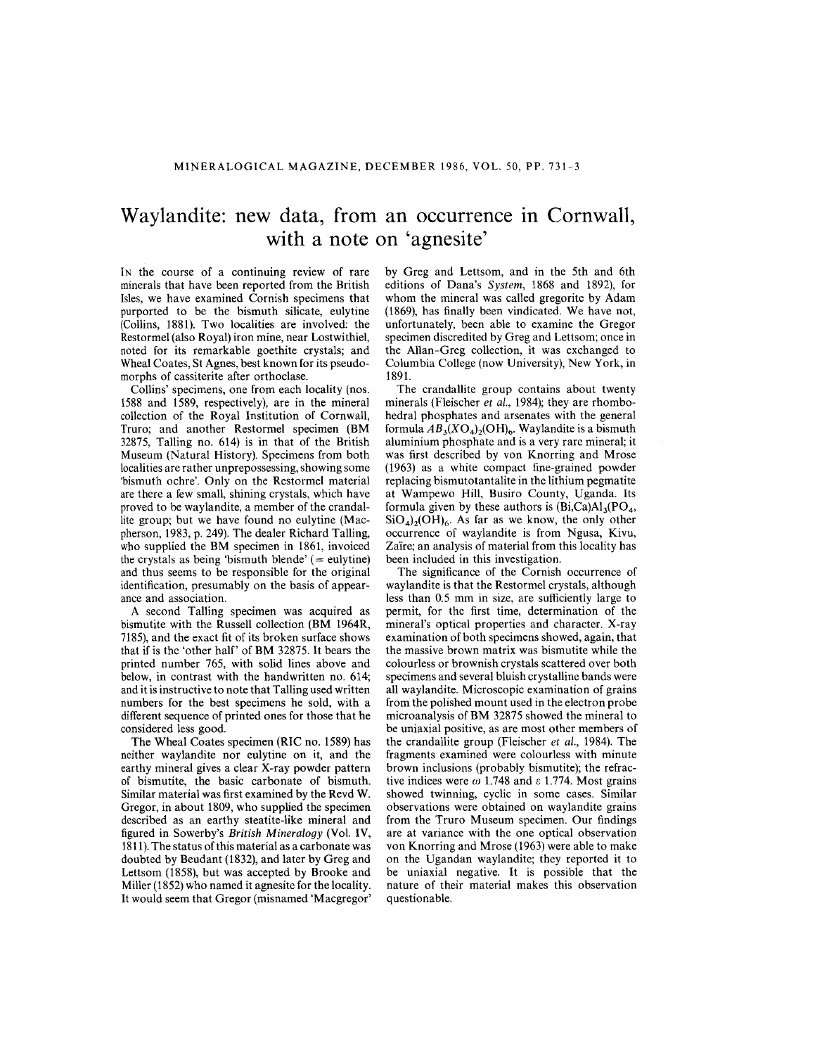# Waylandite: new data, from an occurrence in Cornwall, with a note on 'agnesite'

IN the course of a continuing review of rare minerals that have been reported from the British Isles, we have examined Cornish specimens that purported to be the bismuth silicate, eulytine (Collins, 1881). Two localities are involved: the Restormel (also Royal) iron mine, near Lostwithiel, noted for its remarkable goethite crystals; and Wheal Coates, St Agnes, best known for its pseudomorphs of cassiterite after orthoclase.

Collins' specimens, one from each locality (nos. 1588 and 1589, respectively), are in the mineral collection of the Royal Institution of Cornwall, Truro; and another Restormel specimen (BM 32875, Talling no. 614) is in that of the British Museum (Natural History). Specimens from both localities are rather unprepossessing, showing some 'bismuth ochre'. Only on the Restormel material are there a few small, shining crystals, which have proved to be waylandite, a member of the crandallite group; but we have found no eulytine (Macpherson, 1983, p. 249). The dealer Richard Talling, who supplied the BM specimen in 1861, invoiced the crystals as being 'bismuth blende' (= eulytine) and thus seems to be responsible for the original identification, presumably on the basis of appearance and association.

A second Talling specimen was acquired as bismutite with the Russell collection (BM 1964R, 7185), and the exact fit of its broken surface shows that if is the 'other half' of BM 32875. It bears the printed number 765, with solid lines above and below, in contrast with the handwritten no. 614; and it is instructive to note that Talling used written numbers for the best specimens he sold, with a different sequence of printed ones for those that he considered less good.

The Wheal Coates specimen (RIC no. 1589) has neither waylandite nor eulytine on it, and the earthy mineral gives a clear X-ray powder pattern of bismutite, the basic carbonate of bismuth. Similar material was first examined by the Revd W. Gregor, in about 1809, who supplied the specimen described as an earthy steatite-like mineral and figured in Sowerby's *British Mineralogy* (Vol. IV, 1811). The status of this material as a carbonate was doubted by Beudant (1832), and later by Greg and Lettsom (1858), but was accepted by Brooke and Miller (1852) who named it agnesite for the locality. It would seem that Gregor (misnamed 'Macgregor' by Greg and Lettsom, and in the 5th and 6th editions of Dana's *System*, 1868 and 1892), for whom the mineral was called gregorite by Adam (1869), has finally been vindicated. We have not, unfortunately, been able to examine the Gregor specimen discredited by Greg and Lettsom; once in the Allan-Greg collection, it was exchanged to Columbia College (now University), New York, in 1891.

The crandallite group contains about twenty minerals (Fleischer *et al.*, 1984); they are rhombohedral phosphates and arsenates with the general formula $AB_3(XO_4)_2(OH)_6$. Waylandite is a bismuth aluminium phosphate and is a very rare mineral; it was first described by von Knorring and Mrose (1963) as a white compact fine-grained powder replacing bismutotantalite in the lithium pegmatite at Wampewo Hill, Busiro County, Uganda. Its formula given by these authors is $(Bi,Ca)Al_3(PO_4,SiO_4)_2(OH)_6$. As far as we know, the only other occurrence of waylandite is from Ngusa, Kivu, Zaïre; an analysis of material from this locality has been included in this investigation.

The significance of the Cornish occurrence of waylandite is that the Restormel crystals, although less than 0.5 mm in size, are sufficiently large to permit, for the first time, determination of the mineral's optical properties and character. X-ray examination of both specimens showed, again, that the massive brown matrix was bismutite while the colourless or brownish crystals scattered over both specimens and several bluish crystalline bands were all waylandite. Microscopic examination of grains from the polished mount used in the electron probe microanalysis of BM 32875 showed the mineral to be uniaxial positive, as are most other members of the crandallite group (Fleischer *et al.*, 1984). The fragments examined were colourless with minute brown inclusions (probably bismutite); the refractive indices were $\omega$ 1.748 and $\varepsilon$ 1.774. Most grains showed twinning, cyclic in some cases. Similar observations were obtained on waylandite grains from the Truro Museum specimen. Our findings are at variance with the one optical observation von Knorring and Mrose (1963) were able to make on the Ugandan waylandite; they reported it to be uniaxial negative. It is possible that the nature of their material makes this observation questionable.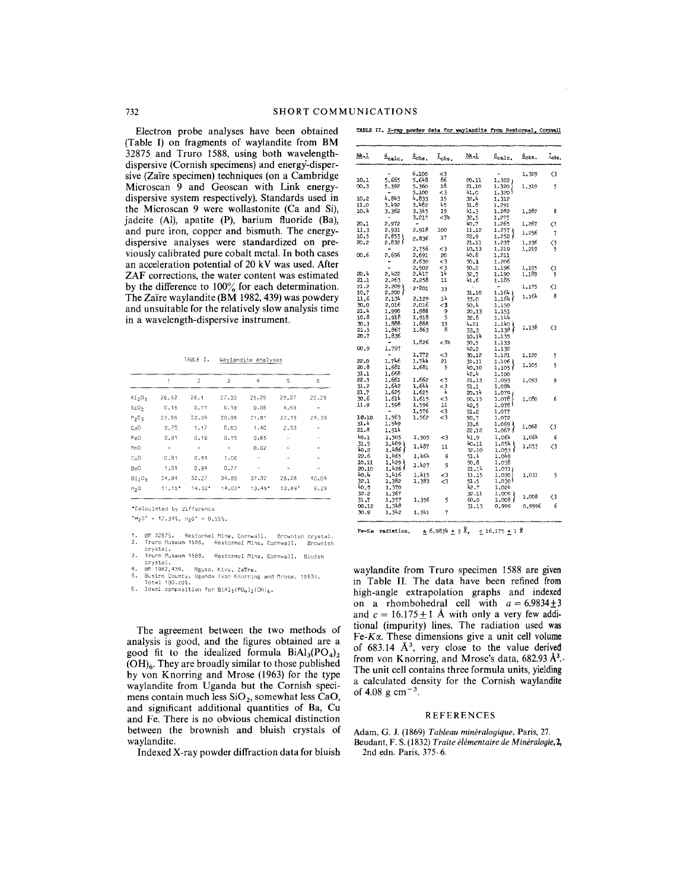Electron probe analyses have been obtained (Table I) on fragments of waylandite from BM 32875 and Truro 1588, using both wavelength-dispersive (Cornish specimens) and energy-dispersive (Zaïre specimen) techniques (on a Cambridge Microscan 9 and Geoscan with Link energy-dispersive system respectively). Standards used in the Microscan 9 were wollastonite (Ca and Si), jadeite (Al), apatite (P), barium fluoride (Ba), and pure iron, copper and bismuth. The energy-dispersive analyses were standardized on previously calibrated pure cobalt metal. In both cases an acceleration potential of 20 kV was used. After ZAF corrections, the water content was estimated by the difference to 100% for each determination. The Zaïre waylandite (BM 1982, 439) was powdery and unsuitable for the relatively slow analysis time in a wavelength-dispersive instrument.

TABLE I. Waylandite Analyses

| | 1 | 2 | 3 | 4 | 5 | 6 |
|---|---|---|---|---|---|---|
| $Al_2O_3$ | 26.52 | 28.1 | 27.33 | 25.29 | 29.27 | 26.28 |
| $SiO_2$ | 0.15 | 0.11 | 0.18 | 0.06 | 4.68 | - |
| $P_2O_5$ | 23.96 | 22.04 | 20.96 | 21.81 | 22.15 | 24.39 |
| CaO | 0.75 | 1.17 | 0.63 | 1.40 | 2.93 | - |
| FeO | 0.81 | 0.18 | 0.15 | 0.65 | - | - |
| MnO | - | - | - | 0.02 | - | - |
| CuO | 0.81 | 0.81 | 1.06 | - | - | - |
| BaO | 1.01 | 0.94 | 0.77 | - | - | - |
| $Bi_2O_3$ | 34.84 | 32.27 | 34.89 | 37.32 | 28.28 | 40.04 |
| $H_2O$ | 11.15* | 14.32* | 14.03* | 13.45* | 12.89⁺ | 9.29 |

*Calculated by difference

⁺$H_2O^+$ = 12.34%, $H_2O^-$ = 0.55%.

1. BM 32875. Restormel Mine, Cornwall. Brownish crystal.
2. Truro Museum 1586. Restormel Mine, Cornwall. Brownish crystal.
3. Truro Museum 1588. Restormel Mine, Cornwall. Bluish crystal.
4. BM 1982,439. Ngusa, Kivu, Zaïre.
5. Busiro County, Uganda (von Knorring and Mrose, 1963). Total 100.20%.
6. Ideal composition for $BiAl_3(PO_4)_2(OH)_6$.

The agreement between the two methods of analysis is good, and the figures obtained are a good fit to the idealized formula $BiAl_3(PO_4)_2(OH)_6$. They are broadly similar to those published by von Knorring and Mrose (1963) for the type waylandite from Uganda but the Cornish specimens contain much less $SiO_2$, somewhat less CaO, and significant additional quantities of Ba, Cu and Fe. There is no obvious chemical distinction between the brownish and bluish crystals of waylandite.

Indexed X-ray powder diffraction data for bluish waylandite from Truro specimen 1588 are given in Table II. The data have been refined from high-angle extrapolation graphs and indexed on a rhombohedral cell with $a = 6.9834 \pm 3$ and $c = 16.175 \pm 1$ Å with only a very few additional (impurity) lines. The radiation used was Fe-$K\alpha$. These dimensions give a unit cell volume of 683.14 Å$^3$, very close to the value derived from von Knorring, and Mrose's data, 682.93 Å$^3$. The unit cell contains three formula units, yielding a calculated density for the Cornish waylandite of 4.08 g cm$^{-3}$.

TABLE II. X-ray powder data for waylandite from Restormel, Cornwall

| hk.l | $d_{calc.}$ | $d_{obs.}$ | $I_{obs.}$ | hk.l | $d_{calc.}$ | $d_{obs.}$ | $I_{obs.}$ |
|---|---|---|---|---|---|---|---|
| | - | 6.100 | <3 | | - | 1.329 | <3 |
| 10.1 | 5.665 | 5.648 | 86 | 20.11 | 1.322 } | | |
| 00.3 | 5.392 | 5.360 | 18 | 21.10 | 1.320 } | 1.319 | 5 |
| | - | 5.100 | <3 | 41.0 | 1.320 } | | |
| 10.2 | 4.843 | 4.833 | 15 | 32.4 | 1.312 | | |
| 11.0 | 3.492 | 3.482 | 45 | 31.8 | 1.291 | | |
| 10.4 | 3.362 | 3.345 | 15 | 41.3 | 1.282 | 1.282 | 8 |
| | | 3.217 | <3b | 32.5 | 1.275 | | |
| 20.1 | 2.972 | - | | 40.7 | 1.265 | 1.267 | <3 |
| 11.3 | 2.931 | 2.918 | 100 | 11.12 | 1.257 } | 1.256 | 7 |
| 10.5 | 2.853 } | 2.836 | 17 | 22.9 | 1.252 } | | |
| 20.2 | 2.832 } | | | 21.11 | 1.237 | 1.236 | <3 |
| | - | 2.756 | <3 | 10.13 | 1.219 | 1.219 | 5 |
| 00.6 | 2.696 | 2.691 | 20 | 40.8 | 1.211 | | |
| | - | 2.630 | <3 | 50.1 | 1.206 | | |
| | - | 2.502 | <3 | 50.2 | 1.196 | 1.195 | <3 |
| 20.4 | 2.422 | 2.417 | 14 | 32.7 | 1.190 | 1.189 | 9 |
| 21.1 | 2.263 | 2.258 | 11 | 41.6 | 1.185 | | |
| 21.2 | 2.209 } | 2.201 | 33 | | - | 1.175 | <3 |
| 10.7 | 2.200 } | | | 31.10 | 1.164 } | 1.164 | 8 |
| 11.6 | 2.134 | 2.129 | 14 | 33.0 | 1.164 } | | |
| 30.0 | 2.016 | 2.016 | <3 | 50.4 | 1.159 | | |
| 21.4 | 1.990 | 1.988 | 9 | 20.13 | 1.151 | | |
| 10.8 | 1.918 | 1.918 | 5 | 32.8 | 1.144 | | |
| 30.3 | 1.888 | 1.888 | 33 | 4.21 | 1.140 } | | |
| 21.5 | 1.867 | 1.863 | 8 | 33.3 | 1.138 } | 1.138 | <3 |
| 20.7 | 1.836 | | | 10.14 | 1.135 | | |
| | - | 1.826 | <3b | 50.5 | 1.133 | | |
| 00.9 | 1.797 | | | 42.2 | 1.132 | | |
| | - | 1.772 | <3 | 30.12 | 1.121 | 1.120 | 5 |
| 22.0 | 1.746 | 1.744 | 21 | 31.11 | 1.106 } | 1.105 | 5 |
| 20.8 | 1.681 | 1.681 | 5 | 40.10 | 1.105 } | | |
| 31.1 | 1.668 | | | 42.4 | 1.100 | | |
| 22.3 | 1.661 | 1.662 | <3 | 21.13 | 1.093 | 1.093 | 9 |
| 31.2 | 1.642 | 1.644 | <3 | 51.1 | 1.084 | | |
| 21.7 | 1.625 | 1.625 | 4 | 20.14 | 1.079 } | | |
| 30.6 | 1.614 | 1.615 | <3 | 00.15 | 1.078 } | 1.080 | 6 |
| 11.9 | 1.598 | 1.596 | 11 | 42.5 | 1.078 } | | |
| | - | 1.576 | <3 | 51.2 | 1.077 | | |
| 10.10 | 1.563 | 1.562 | <3 | 50.7 | 1.072 | | |
| 31.4 | 1.549 | | | 33.6 | 1.069 } | 1.068 | <3 |
| 21.8 | 1.514 | | | 22.12 | 1.067 } | | |
| 40.1 | 1.505 | 1.505 | <3 | 41.9 | 1.064 | 1.064 | 6 |
| 31.5 | 1.489 } | 1.487 | 11 | 40.11 | 1.054 } | 1.053 | <3 |
| 40.2 | 1.486 } | | | 32.10 | 1.053 } | | |
| 22.6 | 1.465 | 1.464 | 9 | 51.4 | 1.049 | | |
| 10.11 | 1.429 } | 1.427 | 9 | 50.8 | 1.038 | | |
| 20.10 | 1.426 } | | | 21.14 | 1.031 } | | |
| 40.4 | 1.416 | 1.415 | <3 | 11.15 | 1.030 } | 1.031 | 5 |
| 32.1 | 1.382 | 1.383 | <3 | 51.5 | 1.030 } | | |
| 40.5 | 1.370 | | | 42.7 | 1.024 | | |
| 32.2 | 1.367 | | | 32.11 | 1.009 } | 1.008 | <3 |
| 31.7 | 1.357 | 1.356 | 5 | 60.0 | 1.008 } | | |
| 00.12 | 1.348 | | | 31.13 | 0.999 | 0.9996 | 6 |
| 30.9 | 1.342 | 1.341 | 7 | | | | |

Fe-Kα radiation. $a$ 6.9834 ± 3 Å, $c$ 16.175 ± 1 Å

## REFERENCES

Adam, G. J. (1869) *Tableau minéralogique*, Paris, 27.

Beudant, F. S. (1832) *Traite élémentaire de Minéralogie*, **2**, 2nd edn. Paris, 375–6.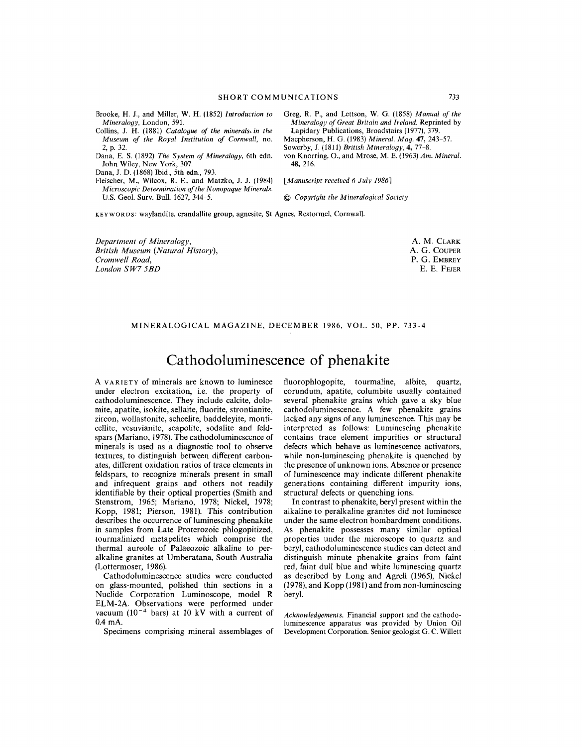Brooke, H. J., and Miller, W. H. (1852) *Introduction to Mineralogy*, London, 591.

Collins, J. H. (1881) *Catalogue of the minerals in the Museum of the Royal Institution of Cornwall*, no. 2, p. 32.

Dana, E. S. (1892) *The System of Mineralogy*, 6th edn. John Wiley, New York, 307.

Dana, J. D. (1868) Ibid., 5th edn., 793.

Fleischer, M., Wilcox, R. E., and Matzko, J. J. (1984) *Microscopic Determination of the Nonopaque Minerals*. U.S. Geol. Surv. Bull. 1627, 344–5.

Greg, R. P., and Lettson, W. G. (1858) *Manual of the Mineralogy of Great Britain and Ireland*. Reprinted by Lapidary Publications, Broadstairs (1977), 379.

Macpherson, H. G. (1983) *Mineral. Mag.* **47**, 243–57.

Sowerby, J. (1811) *British Mineralogy*, **4**, 77–8.

von Knorring, O., and Mrose, M. E. (1963) *Am. Mineral.* **48**, 216.

[*Manuscript received 6 July 1986*]

© *Copyright the Mineralogical Society*

KEYWORDS: waylandite, crandallite group, agnesite, St Agnes, Restormel, Cornwall.

*Department of Mineralogy,*
*British Museum (Natural History),*
*Cromwell Road,*
*London SW7 5BD*

A. M. CLARK
A. G. COUPER
P. G. EMBREY
E. E. FEJER

MINERALOGICAL MAGAZINE, DECEMBER 1986, VOL. 50, PP. 733–4

# Cathodoluminescence of phenakite

A VARIETY of minerals are known to luminesce under electron excitation, i.e. the property of cathodoluminescence. They include calcite, dolomite, apatite, isokite, sellaite, fluorite, strontianite, zircon, wollastonite, scheelite, baddeleyite, monticellite, vesuvianite, scapolite, sodalite and feldspars (Mariano, 1978). The cathodoluminescence of minerals is used as a diagnostic tool to observe textures, to distinguish between different carbonates, different oxidation ratios of trace elements in feldspars, to recognize minerals present in small and infrequent grains and others not readily identifiable by their optical properties (Smith and Stenstrom, 1965; Mariano, 1978; Nickel, 1978; Kopp, 1981; Pierson, 1981). This contribution describes the occurrence of luminescing phenakite in samples from Late Proterozoic phlogopitized, tourmalinized metapelites which comprise the thermal aureole of Palaeozoic alkaline to peralkaline granites at Umberatana, South Australia (Lottermoser, 1986).

Cathodoluminescence studies were conducted on glass-mounted, polished thin sections in a Nuclide Corporation Luminoscope, model R ELM-2A. Observations were performed under vacuum ($10^{-4}$ bars) at 10 kV with a current of 0.4 mA.

Specimens comprising mineral assemblages of fluorophlogopite, tourmaline, albite, quartz, corundum, apatite, columbite usually contained several phenakite grains which gave a sky blue cathodoluminescence. A few phenakite grains lacked any signs of any luminescence. This may be interpreted as follows: Luminescing phenakite contains trace element impurities or structural defects which behave as luminescence activators, while non-luminescing phenakite is quenched by the presence of unknown ions. Absence or presence of luminescence may indicate different phenakite generations containing different impurity ions, structural defects or quenching ions.

In contrast to phenakite, beryl present within the alkaline to peralkaline granites did not luminesce under the same electron bombardment conditions. As phenakite possesses many similar optical properties under the microscope to quartz and beryl, cathodoluminescence studies can detect and distinguish minute phenakite grains from faint red, faint dull blue and white luminescing quartz as described by Long and Agrell (1965), Nickel (1978), and Kopp (1981) and from non-luminescing beryl.

*Acknowledgements.* Financial support and the cathodoluminescence apparatus was provided by Union Oil Development Corporation. Senior geologist G. C. Willett